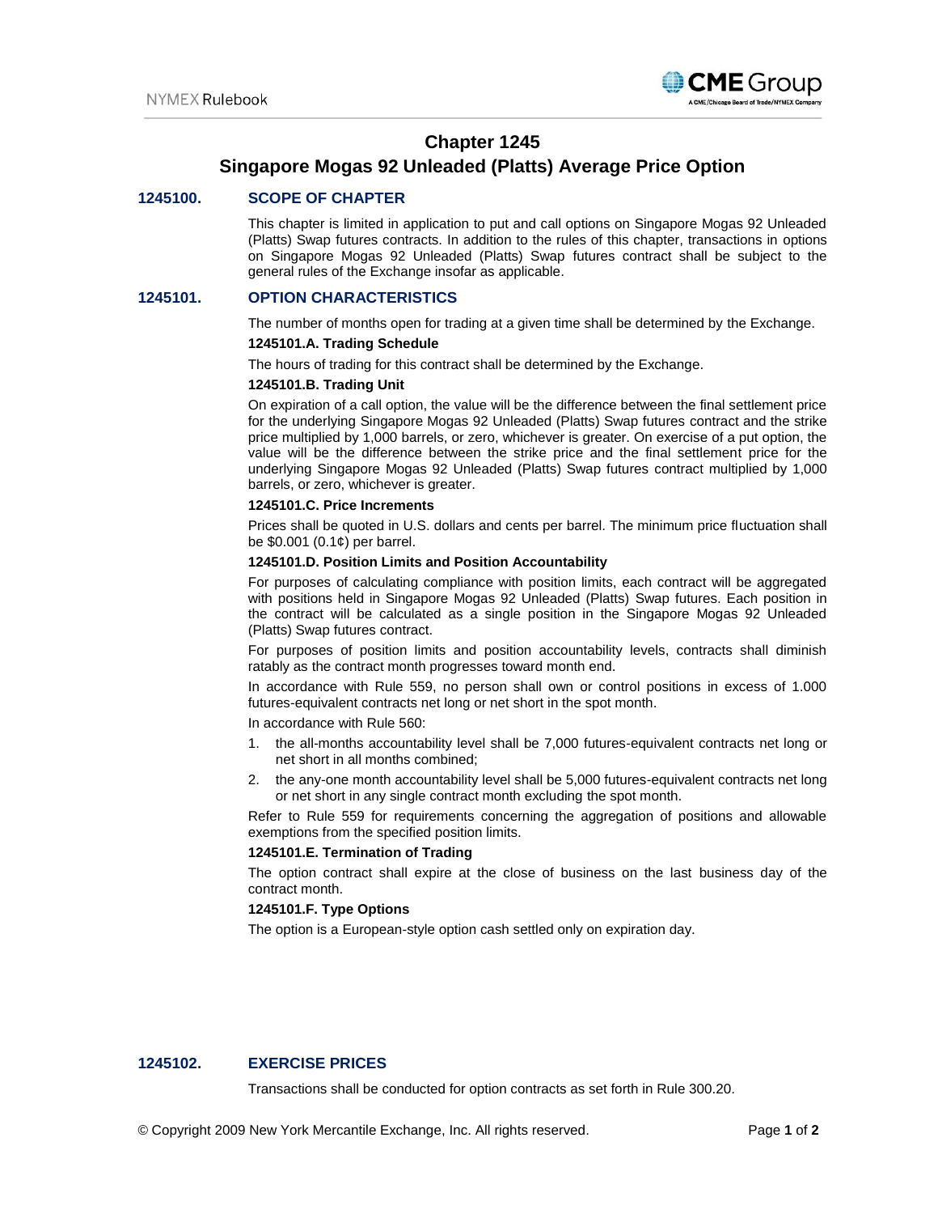# Chapter 1245

# Singapore Mogas 92 Unleaded (Platts) Average Price Option

## 1245100. SCOPE OF CHAPTER

This chapter is limited in application to put and call options on Singapore Mogas 92 Unleaded (Platts) Swap futures contracts. In addition to the rules of this chapter, transactions in options on Singapore Mogas 92 Unleaded (Platts) Swap futures contract shall be subject to the general rules of the Exchange insofar as applicable.

## 1245101. OPTION CHARACTERISTICS

The number of months open for trading at a given time shall be determined by the Exchange.

### 1245101.A. Trading Schedule

The hours of trading for this contract shall be determined by the Exchange.

### 1245101.B. Trading Unit

On expiration of a call option, the value will be the difference between the final settlement price for the underlying Singapore Mogas 92 Unleaded (Platts) Swap futures contract and the strike price multiplied by 1,000 barrels, or zero, whichever is greater. On exercise of a put option, the value will be the difference between the strike price and the final settlement price for the underlying Singapore Mogas 92 Unleaded (Platts) Swap futures contract multiplied by 1,000 barrels, or zero, whichever is greater.

### 1245101.C. Price Increments

Prices shall be quoted in U.S. dollars and cents per barrel. The minimum price fluctuation shall be $0.001 (0.1¢) per barrel.

### 1245101.D. Position Limits and Position Accountability

For purposes of calculating compliance with position limits, each contract will be aggregated with positions held in Singapore Mogas 92 Unleaded (Platts) Swap futures. Each position in the contract will be calculated as a single position in the Singapore Mogas 92 Unleaded (Platts) Swap futures contract.

For purposes of position limits and position accountability levels, contracts shall diminish ratably as the contract month progresses toward month end.

In accordance with Rule 559, no person shall own or control positions in excess of 1.000 futures-equivalent contracts net long or net short in the spot month.

In accordance with Rule 560:

1. the all-months accountability level shall be 7,000 futures-equivalent contracts net long or net short in all months combined;
2. the any-one month accountability level shall be 5,000 futures-equivalent contracts net long or net short in any single contract month excluding the spot month.

Refer to Rule 559 for requirements concerning the aggregation of positions and allowable exemptions from the specified position limits.

### 1245101.E. Termination of Trading

The option contract shall expire at the close of business on the last business day of the contract month.

### 1245101.F. Type Options

The option is a European-style option cash settled only on expiration day.

## 1245102. EXERCISE PRICES

Transactions shall be conducted for option contracts as set forth in Rule 300.20.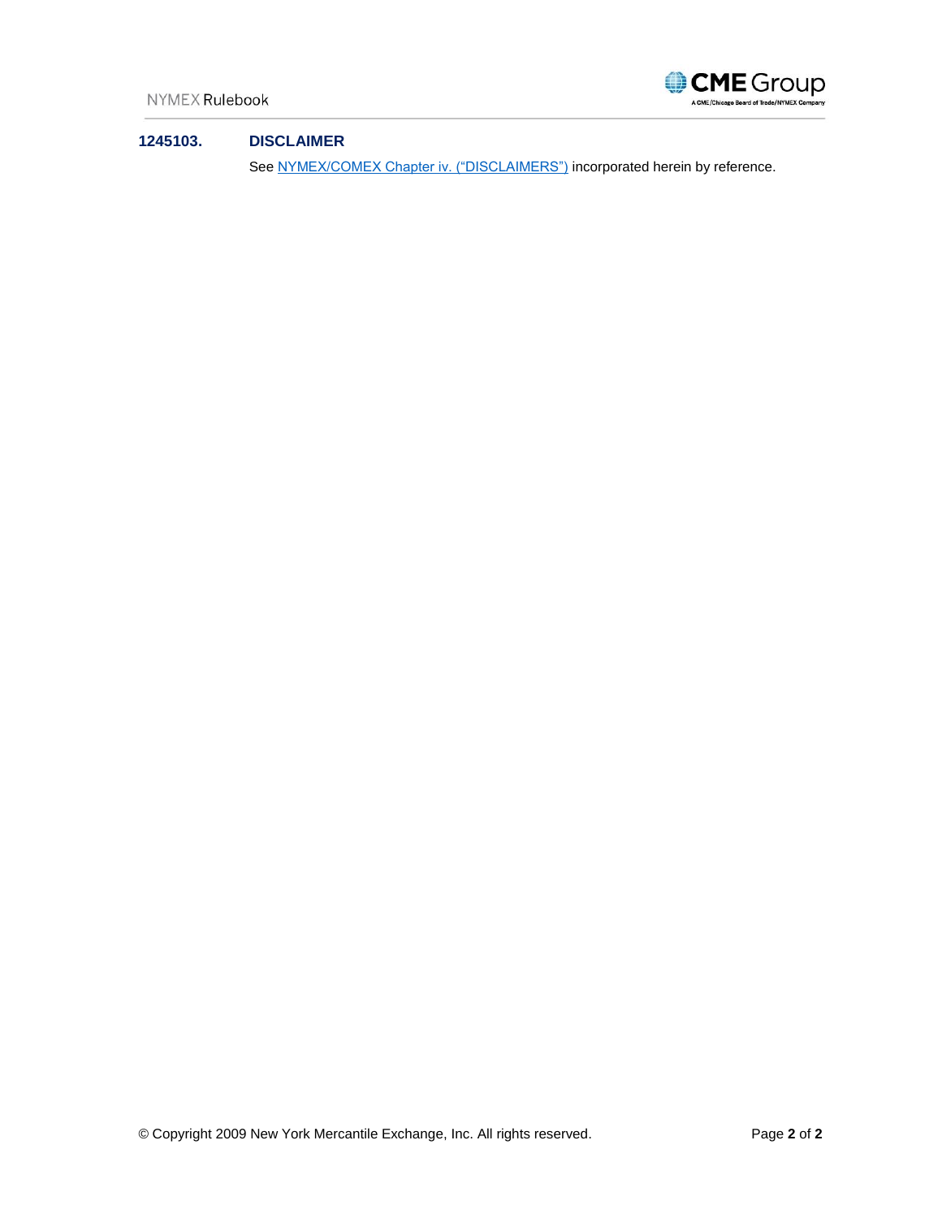### 1245103. DISCLAIMER

See NYMEX/COMEX Chapter iv. (“DISCLAIMERS”) incorporated herein by reference.